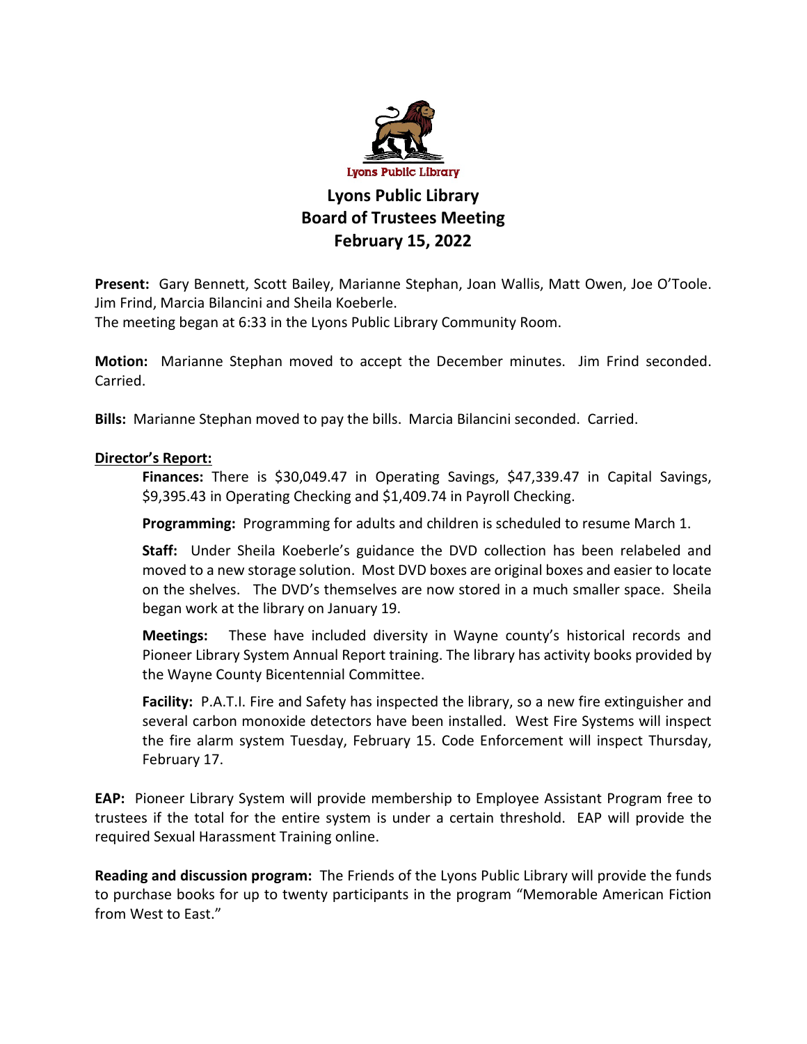Lyons Public Library

# Lyons Public Library
# Board of Trustees Meeting
# February 15, 2022

**Present:** Gary Bennett, Scott Bailey, Marianne Stephan, Joan Wallis, Matt Owen, Joe O'Toole. Jim Frind, Marcia Bilancini and Sheila Koeberle.
The meeting began at 6:33 in the Lyons Public Library Community Room.

**Motion:** Marianne Stephan moved to accept the December minutes. Jim Frind seconded. Carried.

**Bills:** Marianne Stephan moved to pay the bills. Marcia Bilancini seconded. Carried.

**Director's Report:**

**Finances:** There is $30,049.47 in Operating Savings, $47,339.47 in Capital Savings, $9,395.43 in Operating Checking and $1,409.74 in Payroll Checking.

**Programming:** Programming for adults and children is scheduled to resume March 1.

**Staff:** Under Sheila Koeberle's guidance the DVD collection has been relabeled and moved to a new storage solution. Most DVD boxes are original boxes and easier to locate on the shelves. The DVD's themselves are now stored in a much smaller space. Sheila began work at the library on January 19.

**Meetings:** These have included diversity in Wayne county's historical records and Pioneer Library System Annual Report training. The library has activity books provided by the Wayne County Bicentennial Committee.

**Facility:** P.A.T.I. Fire and Safety has inspected the library, so a new fire extinguisher and several carbon monoxide detectors have been installed. West Fire Systems will inspect the fire alarm system Tuesday, February 15. Code Enforcement will inspect Thursday, February 17.

**EAP:** Pioneer Library System will provide membership to Employee Assistant Program free to trustees if the total for the entire system is under a certain threshold. EAP will provide the required Sexual Harassment Training online.

**Reading and discussion program:** The Friends of the Lyons Public Library will provide the funds to purchase books for up to twenty participants in the program "Memorable American Fiction from West to East."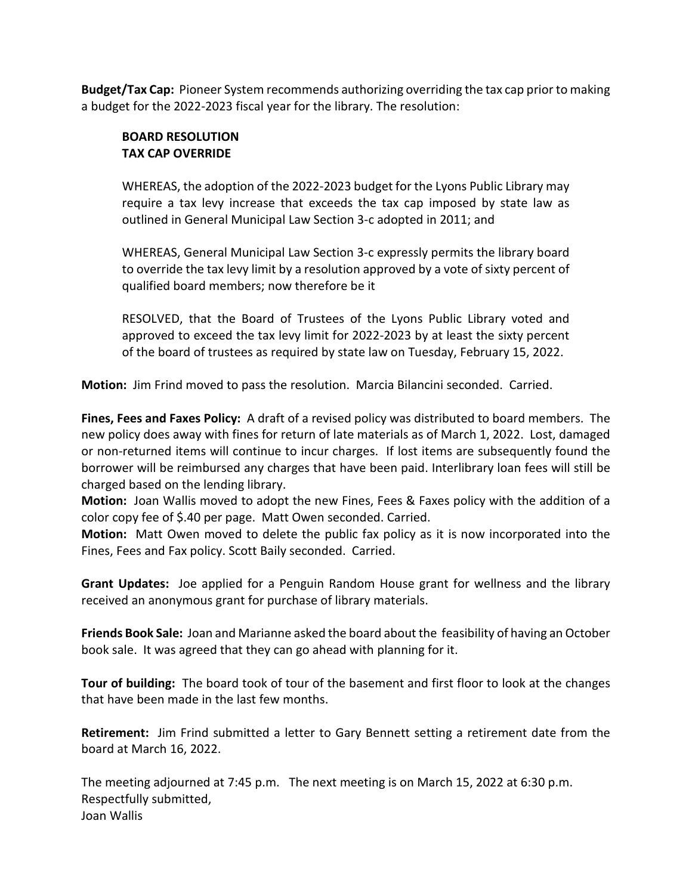**Budget/Tax Cap:** Pioneer System recommends authorizing overriding the tax cap prior to making a budget for the 2022-2023 fiscal year for the library. The resolution:

> **BOARD RESOLUTION**
> **TAX CAP OVERRIDE**
>
> WHEREAS, the adoption of the 2022-2023 budget for the Lyons Public Library may require a tax levy increase that exceeds the tax cap imposed by state law as outlined in General Municipal Law Section 3-c adopted in 2011; and
>
> WHEREAS, General Municipal Law Section 3-c expressly permits the library board to override the tax levy limit by a resolution approved by a vote of sixty percent of qualified board members; now therefore be it
>
> RESOLVED, that the Board of Trustees of the Lyons Public Library voted and approved to exceed the tax levy limit for 2022-2023 by at least the sixty percent of the board of trustees as required by state law on Tuesday, February 15, 2022.

**Motion:** Jim Frind moved to pass the resolution. Marcia Bilancini seconded. Carried.

**Fines, Fees and Faxes Policy:** A draft of a revised policy was distributed to board members. The new policy does away with fines for return of late materials as of March 1, 2022. Lost, damaged or non-returned items will continue to incur charges. If lost items are subsequently found the borrower will be reimbursed any charges that have been paid. Interlibrary loan fees will still be charged based on the lending library.

**Motion:** Joan Wallis moved to adopt the new Fines, Fees & Faxes policy with the addition of a color copy fee of $.40 per page. Matt Owen seconded. Carried.

**Motion:** Matt Owen moved to delete the public fax policy as it is now incorporated into the Fines, Fees and Fax policy. Scott Baily seconded. Carried.

**Grant Updates:** Joe applied for a Penguin Random House grant for wellness and the library received an anonymous grant for purchase of library materials.

**Friends Book Sale:** Joan and Marianne asked the board about the feasibility of having an October book sale. It was agreed that they can go ahead with planning for it.

**Tour of building:** The board took of tour of the basement and first floor to look at the changes that have been made in the last few months.

**Retirement:** Jim Frind submitted a letter to Gary Bennett setting a retirement date from the board at March 16, 2022.

The meeting adjourned at 7:45 p.m. The next meeting is on March 15, 2022 at 6:30 p.m.
Respectfully submitted,
Joan Wallis